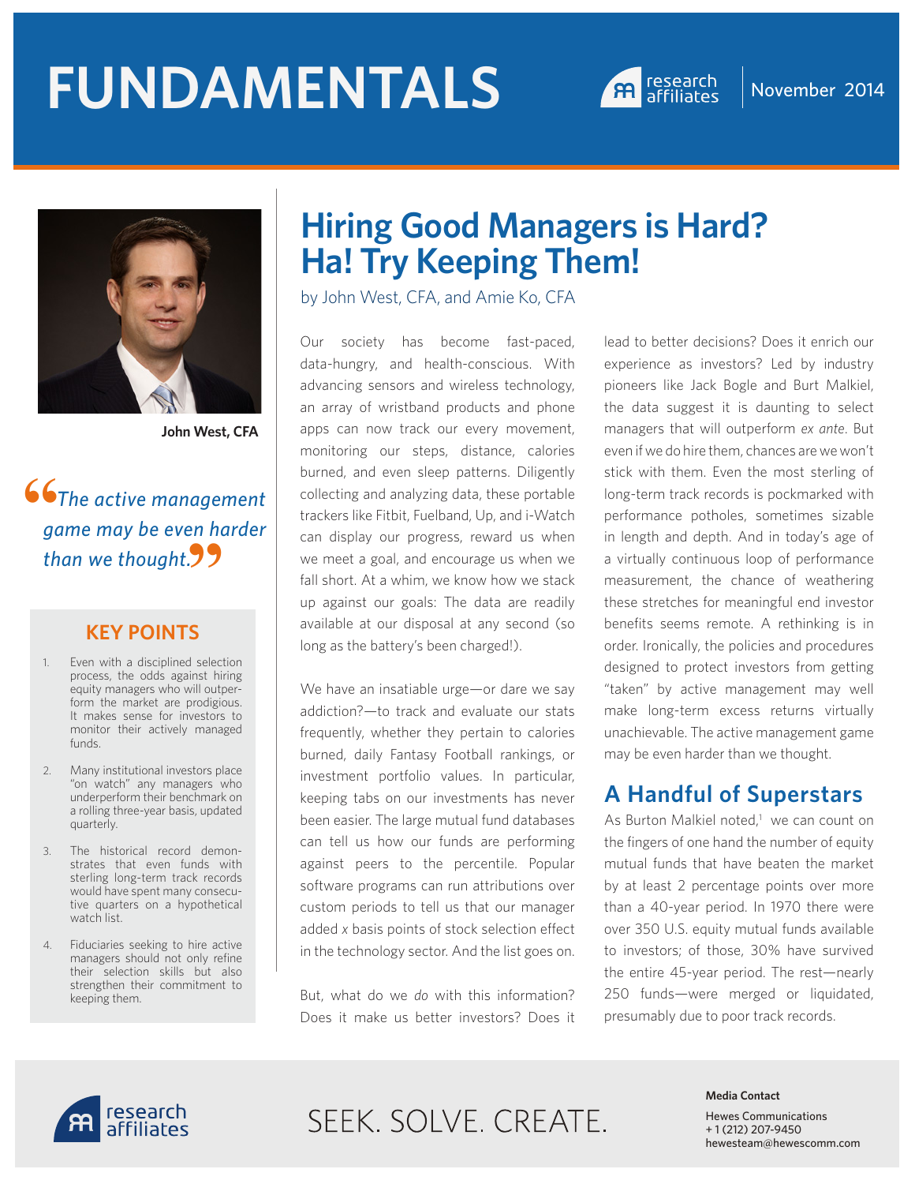# FUNDAMENTALS

November 2014

# Hiring Good Managers is Hard? Ha! Try Keeping Them!

by John West, CFA, and Amie Ko, CFA

John West, CFA

> "The active management game may be even harder than we thought."

## KEY POINTS

1. Even with a disciplined selection process, the odds against hiring equity managers who will outperform the market are prodigious. It makes sense for investors to monitor their actively managed funds.
2. Many institutional investors place "on watch" any managers who underperform their benchmark on a rolling three-year basis, updated quarterly.
3. The historical record demonstrates that even funds with sterling long-term track records would have spent many consecutive quarters on a hypothetical watch list.
4. Fiduciaries seeking to hire active managers should not only refine their selection skills but also strengthen their commitment to keeping them.

Our society has become fast-paced, data-hungry, and health-conscious. With advancing sensors and wireless technology, an array of wristband products and phone apps can now track our every movement, monitoring our steps, distance, calories burned, and even sleep patterns. Diligently collecting and analyzing data, these portable trackers like Fitbit, Fuelband, Up, and i-Watch can display our progress, reward us when we meet a goal, and encourage us when we fall short. At a whim, we know how we stack up against our goals: The data are readily available at our disposal at any second (so long as the battery's been charged!).

We have an insatiable urge—or dare we say addiction?—to track and evaluate our stats frequently, whether they pertain to calories burned, daily Fantasy Football rankings, or investment portfolio values. In particular, keeping tabs on our investments has never been easier. The large mutual fund databases can tell us how our funds are performing against peers to the percentile. Popular software programs can run attributions over custom periods to tell us that our manager added *x* basis points of stock selection effect in the technology sector. And the list goes on.

But, what do we *do* with this information? Does it make us better investors? Does it lead to better decisions? Does it enrich our experience as investors? Led by industry pioneers like Jack Bogle and Burt Malkiel, the data suggest it is daunting to select managers that will outperform *ex ante*. But even if we do hire them, chances are we won't stick with them. Even the most sterling of long-term track records is pockmarked with performance potholes, sometimes sizable in length and depth. And in today's age of a virtually continuous loop of performance measurement, the chance of weathering these stretches for meaningful end investor benefits seems remote. A rethinking is in order. Ironically, the policies and procedures designed to protect investors from getting "taken" by active management may well make long-term excess returns virtually unachievable. The active management game may be even harder than we thought.

## A Handful of Superstars

As Burton Malkiel noted,[1] we can count on the fingers of one hand the number of equity mutual funds that have beaten the market by at least 2 percentage points over more than a 40-year period. In 1970 there were over 350 U.S. equity mutual funds available to investors; of those, 30% have survived the entire 45-year period. The rest—nearly 250 funds—were merged or liquidated, presumably due to poor track records.

SEEK. SOLVE. CREATE.

**Media Contact**

Hewes Communications
+ 1 (212) 207-9450
hewesteam@hewescomm.com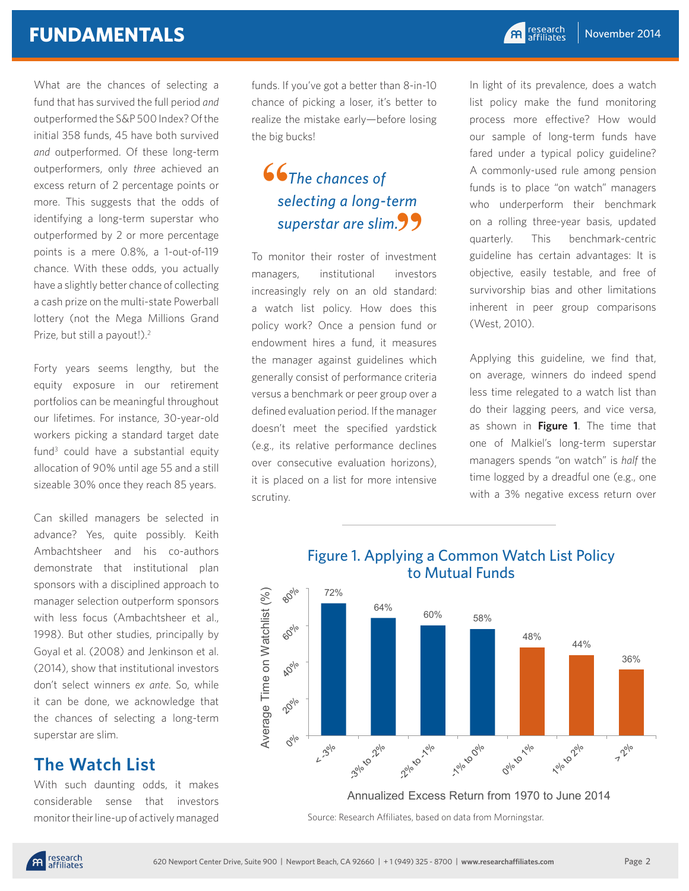What are the chances of selecting a fund that has survived the full period *and* outperformed the S&P 500 Index? Of the initial 358 funds, 45 have both survived *and* outperformed. Of these long-term outperformers, only *three* achieved an excess return of 2 percentage points or more. This suggests that the odds of identifying a long-term superstar who outperformed by 2 or more percentage points is a mere 0.8%, a 1-out-of-119 chance. With these odds, you actually have a slightly better chance of collecting a cash prize on the multi-state Powerball lottery (not the Mega Millions Grand Prize, but still a payout!).[2]

Forty years seems lengthy, but the equity exposure in our retirement portfolios can be meaningful throughout our lifetimes. For instance, 30-year-old workers picking a standard target date fund[3] could have a substantial equity allocation of 90% until age 55 and a still sizeable 30% once they reach 85 years.

Can skilled managers be selected in advance? Yes, quite possibly. Keith Ambachtsheer and his co-authors demonstrate that institutional plan sponsors with a disciplined approach to manager selection outperform sponsors with less focus (Ambachtsheer et al., 1998). But other studies, principally by Goyal et al. (2008) and Jenkinson et al. (2014), show that institutional investors don't select winners *ex ante*. So, while it can be done, we acknowledge that the chances of selecting a long-term superstar are slim.

## The Watch List

With such daunting odds, it makes considerable sense that investors monitor their line-up of actively managed funds. If you've got a better than 8-in-10 chance of picking a loser, it's better to realize the mistake early—before losing the big bucks!

> *"The chances of selecting a long-term superstar are slim."*

To monitor their roster of investment managers, institutional investors increasingly rely on an old standard: a watch list policy. How does this policy work? Once a pension fund or endowment hires a fund, it measures the manager against guidelines which generally consist of performance criteria versus a benchmark or peer group over a defined evaluation period. If the manager doesn't meet the specified yardstick (e.g., its relative performance declines over consecutive evaluation horizons), it is placed on a list for more intensive scrutiny.

In light of its prevalence, does a watch list policy make the fund monitoring process more effective? How would our sample of long-term funds have fared under a typical policy guideline? A commonly-used rule among pension funds is to place "on watch" managers who underperform their benchmark on a rolling three-year basis, updated quarterly. This benchmark-centric guideline has certain advantages: It is objective, easily testable, and free of survivorship bias and other limitations inherent in peer group comparisons (West, 2010).

Applying this guideline, we find that, on average, winners do indeed spend less time relegated to a watch list than do their lagging peers, and vice versa, as shown in **Figure 1**. The time that one of Malkiel's long-term superstar managers spends "on watch" is *half* the time logged by a dreadful one (e.g., one with a 3% negative excess return over

**Figure 1. Applying a Common Watch List Policy to Mutual Funds**

| Annualized Excess Return from 1970 to June 2014 | Average Time on Watchlist (%) |
|---|---|
| < -3% | 72% |
| -3% to -2% | 64% |
| -2% to -1% | 60% |
| -1% to 0% | 58% |
| 0% to 1% | 48% |
| 1% to 2% | 44% |
| > 2% | 36% |

Source: Research Affiliates, based on data from Morningstar.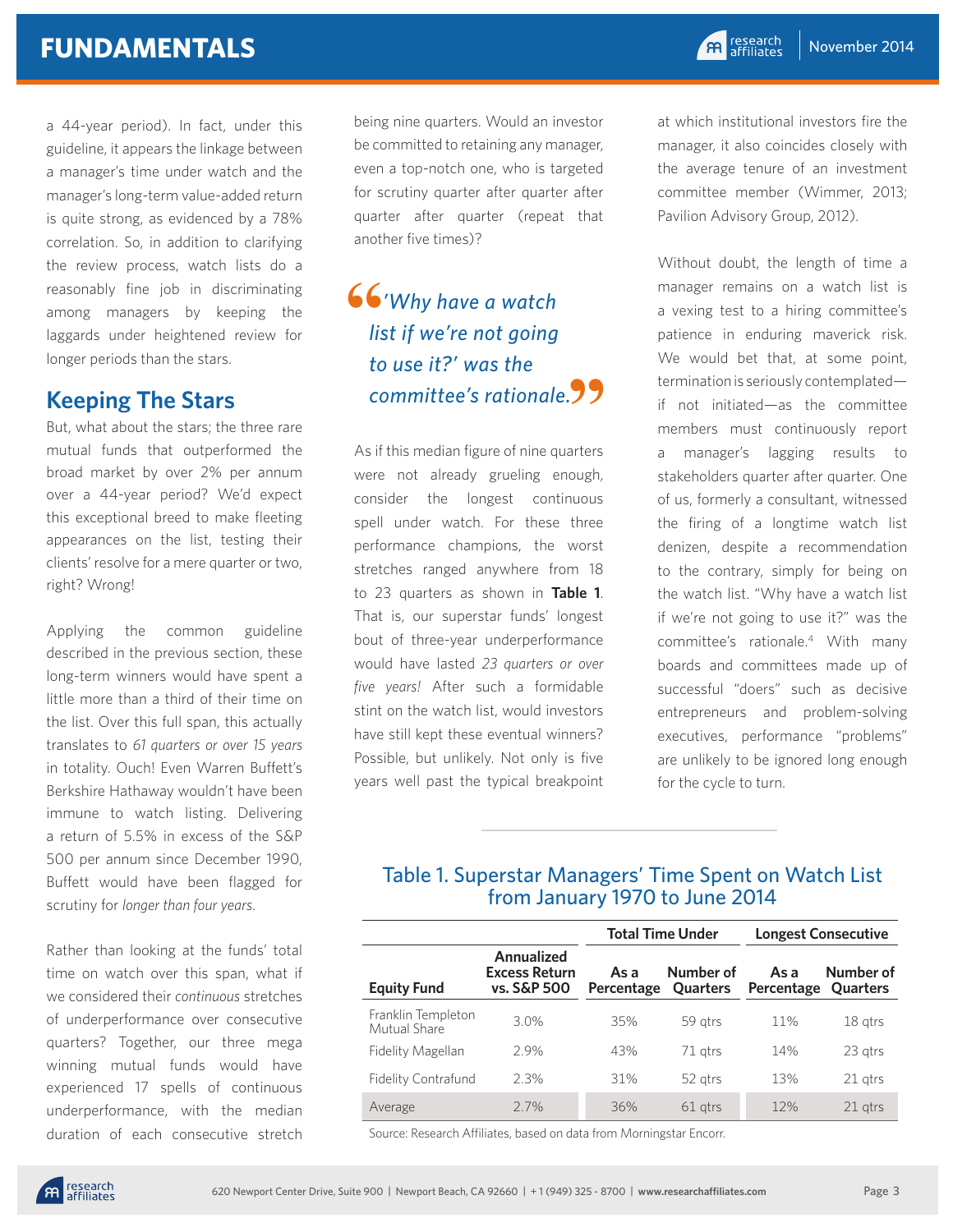a 44-year period). In fact, under this guideline, it appears the linkage between a manager's time under watch and the manager's long-term value-added return is quite strong, as evidenced by a 78% correlation. So, in addition to clarifying the review process, watch lists do a reasonably fine job in discriminating among managers by keeping the laggards under heightened review for longer periods than the stars.

## Keeping The Stars

But, what about the stars; the three rare mutual funds that outperformed the broad market by over 2% per annum over a 44-year period? We'd expect this exceptional breed to make fleeting appearances on the list, testing their clients' resolve for a mere quarter or two, right? Wrong!

Applying the common guideline described in the previous section, these long-term winners would have spent a little more than a third of their time on the list. Over this full span, this actually translates to *61 quarters or over 15 years* in totality. Ouch! Even Warren Buffett's Berkshire Hathaway wouldn't have been immune to watch listing. Delivering a return of 5.5% in excess of the S&P 500 per annum since December 1990, Buffett would have been flagged for scrutiny for *longer than four years*.

Rather than looking at the funds' total time on watch over this span, what if we considered their *continuous* stretches of underperformance over consecutive quarters? Together, our three mega winning mutual funds would have experienced 17 spells of continuous underperformance, with the median duration of each consecutive stretch being nine quarters. Would an investor be committed to retaining any manager, even a top-notch one, who is targeted for scrutiny quarter after quarter after quarter after quarter (repeat that another five times)?

> *"'Why have a watch list if we're not going to use it?' was the committee's rationale."*

As if this median figure of nine quarters were not already grueling enough, consider the longest continuous spell under watch. For these three performance champions, the worst stretches ranged anywhere from 18 to 23 quarters as shown in **Table 1**. That is, our superstar funds' longest bout of three-year underperformance would have lasted *23 quarters or over five years!* After such a formidable stint on the watch list, would investors have still kept these eventual winners? Possible, but unlikely. Not only is five years well past the typical breakpoint at which institutional investors fire the manager, it also coincides closely with the average tenure of an investment committee member (Wimmer, 2013; Pavilion Advisory Group, 2012).

Without doubt, the length of time a manager remains on a watch list is a vexing test to a hiring committee's patience in enduring maverick risk. We would bet that, at some point, termination is seriously contemplated—if not initiated—as the committee members must continuously report a manager's lagging results to stakeholders quarter after quarter. One of us, formerly a consultant, witnessed the firing of a longtime watch list denizen, despite a recommendation to the contrary, simply for being on the watch list. "Why have a watch list if we're not going to use it?" was the committee's rationale.[4] With many boards and committees made up of successful "doers" such as decisive entrepreneurs and problem-solving executives, performance "problems" are unlikely to be ignored long enough for the cycle to turn.

**Table 1. Superstar Managers' Time Spent on Watch List from January 1970 to June 2014**

| | | Total Time Under | | Longest Consecutive | |
|---|---|---|---|---|---|
| **Equity Fund** | **Annualized Excess Return vs. S&P 500** | **As a Percentage** | **Number of Quarters** | **As a Percentage** | **Number of Quarters** |
| Franklin Templeton Mutual Share | 3.0% | 35% | 59 qtrs | 11% | 18 qtrs |
| Fidelity Magellan | 2.9% | 43% | 71 qtrs | 14% | 23 qtrs |
| Fidelity Contrafund | 2.3% | 31% | 52 qtrs | 13% | 21 qtrs |
| Average | 2.7% | 36% | 61 qtrs | 12% | 21 qtrs |

Source: Research Affiliates, based on data from Morningstar Encorr.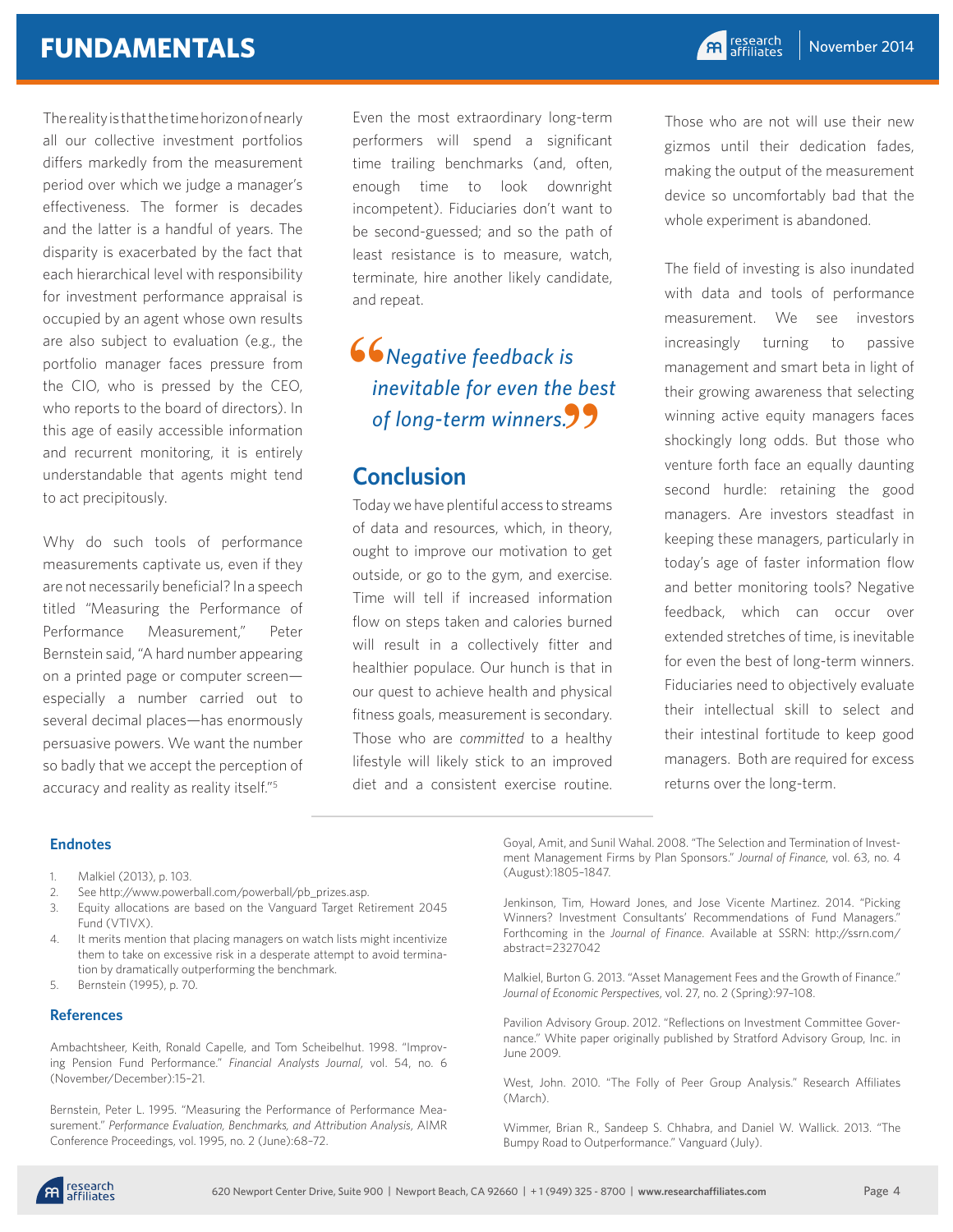The reality is that the time horizon of nearly all our collective investment portfolios differs markedly from the measurement period over which we judge a manager's effectiveness. The former is decades and the latter is a handful of years. The disparity is exacerbated by the fact that each hierarchical level with responsibility for investment performance appraisal is occupied by an agent whose own results are also subject to evaluation (e.g., the portfolio manager faces pressure from the CIO, who is pressed by the CEO, who reports to the board of directors). In this age of easily accessible information and recurrent monitoring, it is entirely understandable that agents might tend to act precipitously.

Why do such tools of performance measurements captivate us, even if they are not necessarily beneficial? In a speech titled "Measuring the Performance of Performance Measurement," Peter Bernstein said, "A hard number appearing on a printed page or computer screen—especially a number carried out to several decimal places—has enormously persuasive powers. We want the number so badly that we accept the perception of accuracy and reality as reality itself."[5]

Even the most extraordinary long-term performers will spend a significant time trailing benchmarks (and, often, enough time to look downright incompetent). Fiduciaries don't want to be second-guessed; and so the path of least resistance is to measure, watch, terminate, hire another likely candidate, and repeat.

> *"Negative feedback is inevitable for even the best of long-term winners."*

## Conclusion

Today we have plentiful access to streams of data and resources, which, in theory, ought to improve our motivation to get outside, or go to the gym, and exercise. Time will tell if increased information flow on steps taken and calories burned will result in a collectively fitter and healthier populace. Our hunch is that in our quest to achieve health and physical fitness goals, measurement is secondary. Those who are *committed* to a healthy lifestyle will likely stick to an improved diet and a consistent exercise routine. Those who are not will use their new gizmos until their dedication fades, making the output of the measurement device so uncomfortably bad that the whole experiment is abandoned.

The field of investing is also inundated with data and tools of performance measurement. We see investors increasingly turning to passive management and smart beta in light of their growing awareness that selecting winning active equity managers faces shockingly long odds. But those who venture forth face an equally daunting second hurdle: retaining the good managers. Are investors steadfast in keeping these managers, particularly in today's age of faster information flow and better monitoring tools? Negative feedback, which can occur over extended stretches of time, is inevitable for even the best of long-term winners. Fiduciaries need to objectively evaluate their intellectual skill to select and their intestinal fortitude to keep good managers. Both are required for excess returns over the long-term.

### Endnotes

1. Malkiel (2013), p. 103.
2. See http://www.powerball.com/powerball/pb_prizes.asp.
3. Equity allocations are based on the Vanguard Target Retirement 2045 Fund (VTIVX).
4. It merits mention that placing managers on watch lists might incentivize them to take on excessive risk in a desperate attempt to avoid termination by dramatically outperforming the benchmark.
5. Bernstein (1995), p. 70.

### References

Ambachtsheer, Keith, Ronald Capelle, and Tom Scheibelhut. 1998. "Improving Pension Fund Performance." *Financial Analysts Journal*, vol. 54, no. 6 (November/December):15–21.

Bernstein, Peter L. 1995. "Measuring the Performance of Performance Measurement." *Performance Evaluation, Benchmarks, and Attribution Analysis*, AIMR Conference Proceedings, vol. 1995, no. 2 (June):68–72.

Goyal, Amit, and Sunil Wahal. 2008. "The Selection and Termination of Investment Management Firms by Plan Sponsors." *Journal of Finance*, vol. 63, no. 4 (August):1805–1847.

Jenkinson, Tim, Howard Jones, and Jose Vicente Martinez. 2014. "Picking Winners? Investment Consultants' Recommendations of Fund Managers." Forthcoming in the *Journal of Finance*. Available at SSRN: http://ssrn.com/abstract=2327042

Malkiel, Burton G. 2013. "Asset Management Fees and the Growth of Finance." *Journal of Economic Perspectives*, vol. 27, no. 2 (Spring):97–108.

Pavilion Advisory Group. 2012. "Reflections on Investment Committee Governance." White paper originally published by Stratford Advisory Group, Inc. in June 2009.

West, John. 2010. "The Folly of Peer Group Analysis." Research Affiliates (March).

Wimmer, Brian R., Sandeep S. Chhabra, and Daniel W. Wallick. 2013. "The Bumpy Road to Outperformance." Vanguard (July).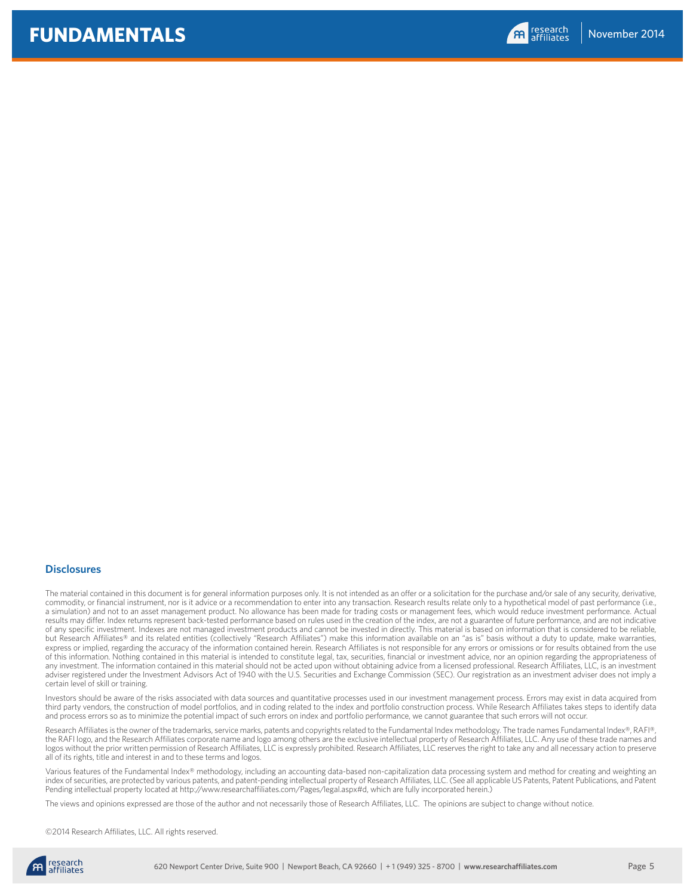## Disclosures

The material contained in this document is for general information purposes only. It is not intended as an offer or a solicitation for the purchase and/or sale of any security, derivative, commodity, or financial instrument, nor is it advice or a recommendation to enter into any transaction. Research results relate only to a hypothetical model of past performance (i.e., a simulation) and not to an asset management product. No allowance has been made for trading costs or management fees, which would reduce investment performance. Actual results may differ. Index returns represent back-tested performance based on rules used in the creation of the index, are not a guarantee of future performance, and are not indicative of any specific investment. Indexes are not managed investment products and cannot be invested in directly. This material is based on information that is considered to be reliable, but Research Affiliates® and its related entities (collectively "Research Affiliates") make this information available on an "as is" basis without a duty to update, make warranties, express or implied, regarding the accuracy of the information contained herein. Research Affiliates is not responsible for any errors or omissions or for results obtained from the use of this information. Nothing contained in this material is intended to constitute legal, tax, securities, financial or investment advice, nor an opinion regarding the appropriateness of any investment. The information contained in this material should not be acted upon without obtaining advice from a licensed professional. Research Affiliates, LLC, is an investment adviser registered under the Investment Advisors Act of 1940 with the U.S. Securities and Exchange Commission (SEC). Our registration as an investment adviser does not imply a certain level of skill or training.

Investors should be aware of the risks associated with data sources and quantitative processes used in our investment management process. Errors may exist in data acquired from third party vendors, the construction of model portfolios, and in coding related to the index and portfolio construction process. While Research Affiliates takes steps to identify data and process errors so as to minimize the potential impact of such errors on index and portfolio performance, we cannot guarantee that such errors will not occur.

Research Affiliates is the owner of the trademarks, service marks, patents and copyrights related to the Fundamental Index methodology. The trade names Fundamental Index®, RAFI®, the RAFI logo, and the Research Affiliates corporate name and logo among others are the exclusive intellectual property of Research Affiliates, LLC. Any use of these trade names and logos without the prior written permission of Research Affiliates, LLC is expressly prohibited. Research Affiliates, LLC reserves the right to take any and all necessary action to preserve all of its rights, title and interest in and to these terms and logos.

Various features of the Fundamental Index® methodology, including an accounting data-based non-capitalization data processing system and method for creating and weighting an index of securities, are protected by various patents, and patent-pending intellectual property of Research Affiliates, LLC. (See all applicable US Patents, Patent Publications, and Patent Pending intellectual property located at http://www.researchaffiliates.com/Pages/legal.aspx#d, which are fully incorporated herein.)

The views and opinions expressed are those of the author and not necessarily those of Research Affiliates, LLC. The opinions are subject to change without notice.

©2014 Research Affiliates, LLC. All rights reserved.

620 Newport Center Drive, Suite 900 | Newport Beach, CA 92660 | + 1 (949) 325 - 8700 | **www.researchaffiliates.com**